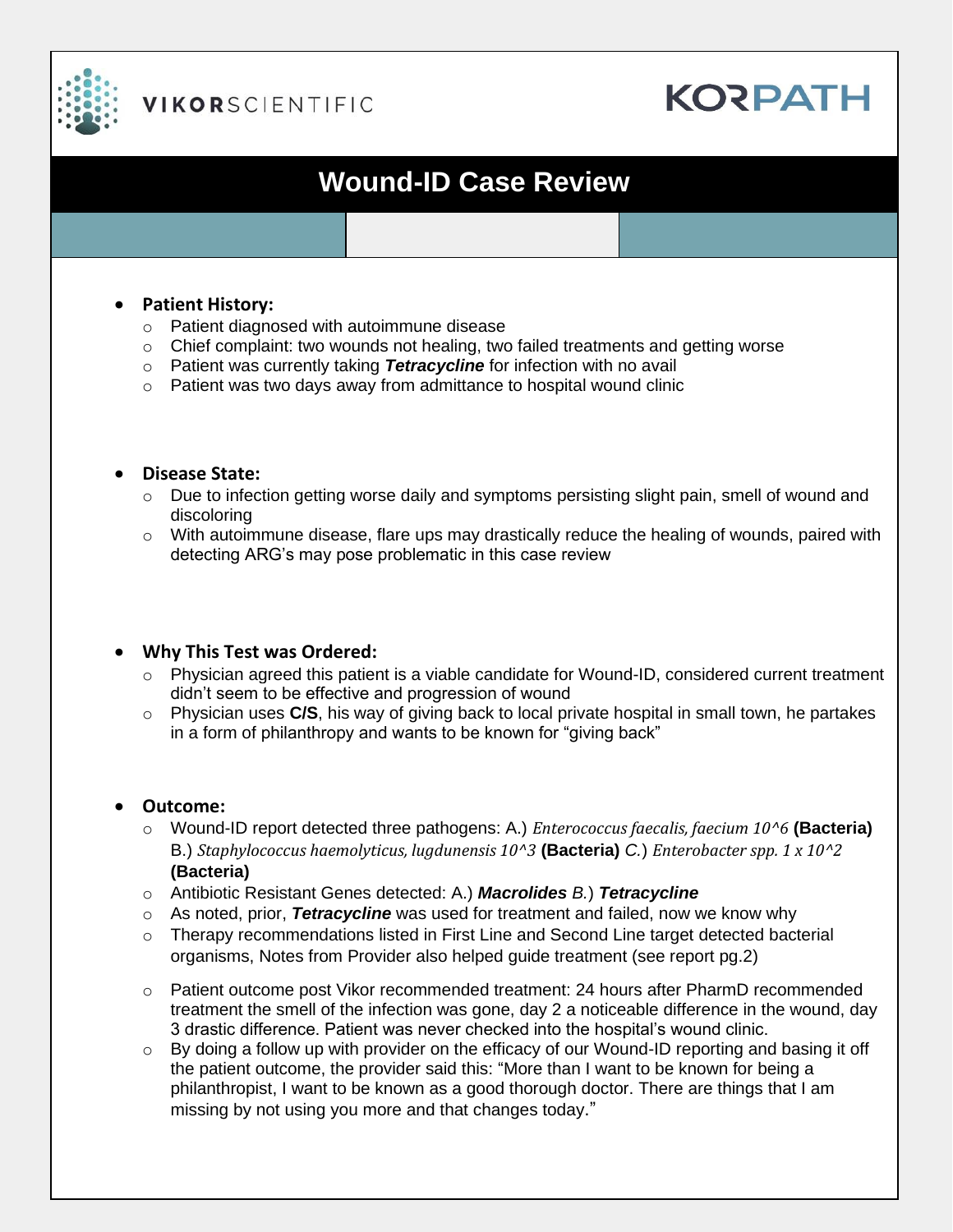VIKORSCIENTIFIC

KORPATH

# Wound-ID Case Review

- **Patient History:**
  - Patient diagnosed with autoimmune disease
  - Chief complaint: two wounds not healing, two failed treatments and getting worse
  - Patient was currently taking ***Tetracycline*** for infection with no avail
  - Patient was two days away from admittance to hospital wound clinic

- **Disease State:**
  - Due to infection getting worse daily and symptoms persisting slight pain, smell of wound and discoloring
  - With autoimmune disease, flare ups may drastically reduce the healing of wounds, paired with detecting ARG's may pose problematic in this case review

- **Why This Test was Ordered:**
  - Physician agreed this patient is a viable candidate for Wound-ID, considered current treatment didn't seem to be effective and progression of wound
  - Physician uses **C/S**, his way of giving back to local private hospital in small town, he partakes in a form of philanthropy and wants to be known for "giving back"

- **Outcome:**
  - Wound-ID report detected three pathogens: A.) *Enterococcus faecalis, faecium* $10^6$ **(Bacteria)** B.) *Staphylococcus haemolyticus, lugdunensis* $10^3$ **(Bacteria)** *C.*) *Enterobacter spp.* $1 \times 10^2$ **(Bacteria)**
  - Antibiotic Resistant Genes detected: A.) ***Macrolides*** *B.*) ***Tetracycline***
  - As noted, prior, ***Tetracycline*** was used for treatment and failed, now we know why
  - Therapy recommendations listed in First Line and Second Line target detected bacterial organisms, Notes from Provider also helped guide treatment (see report pg.2)
  - Patient outcome post Vikor recommended treatment: 24 hours after PharmD recommended treatment the smell of the infection was gone, day 2 a noticeable difference in the wound, day 3 drastic difference. Patient was never checked into the hospital's wound clinic.
  - By doing a follow up with provider on the efficacy of our Wound-ID reporting and basing it off the patient outcome, the provider said this: "More than I want to be known for being a philanthropist, I want to be known as a good thorough doctor. There are things that I am missing by not using you more and that changes today."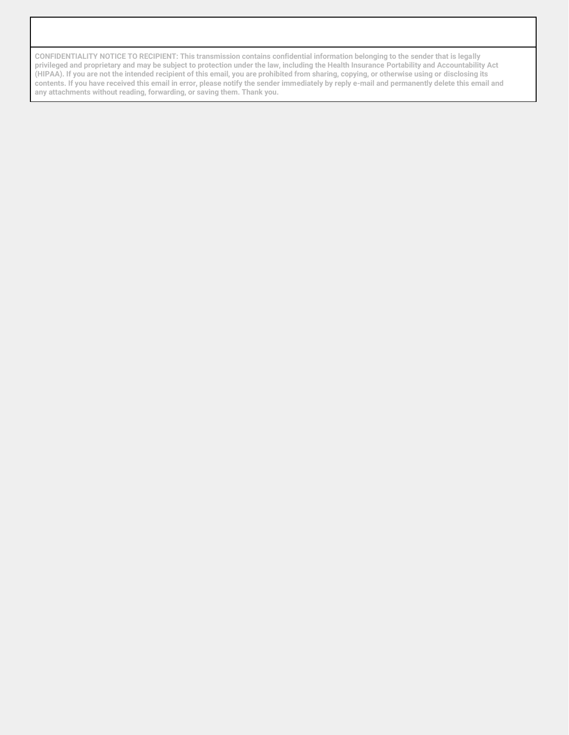**CONFIDENTIALITY NOTICE TO RECIPIENT: This transmission contains confidential information belonging to the sender that is legally privileged and proprietary and may be subject to protection under the law, including the Health Insurance Portability and Accountability Act (HIPAA). If you are not the intended recipient of this email, you are prohibited from sharing, copying, or otherwise using or disclosing its contents. If you have received this email in error, please notify the sender immediately by reply e-mail and permanently delete this email and any attachments without reading, forwarding, or saving them. Thank you.**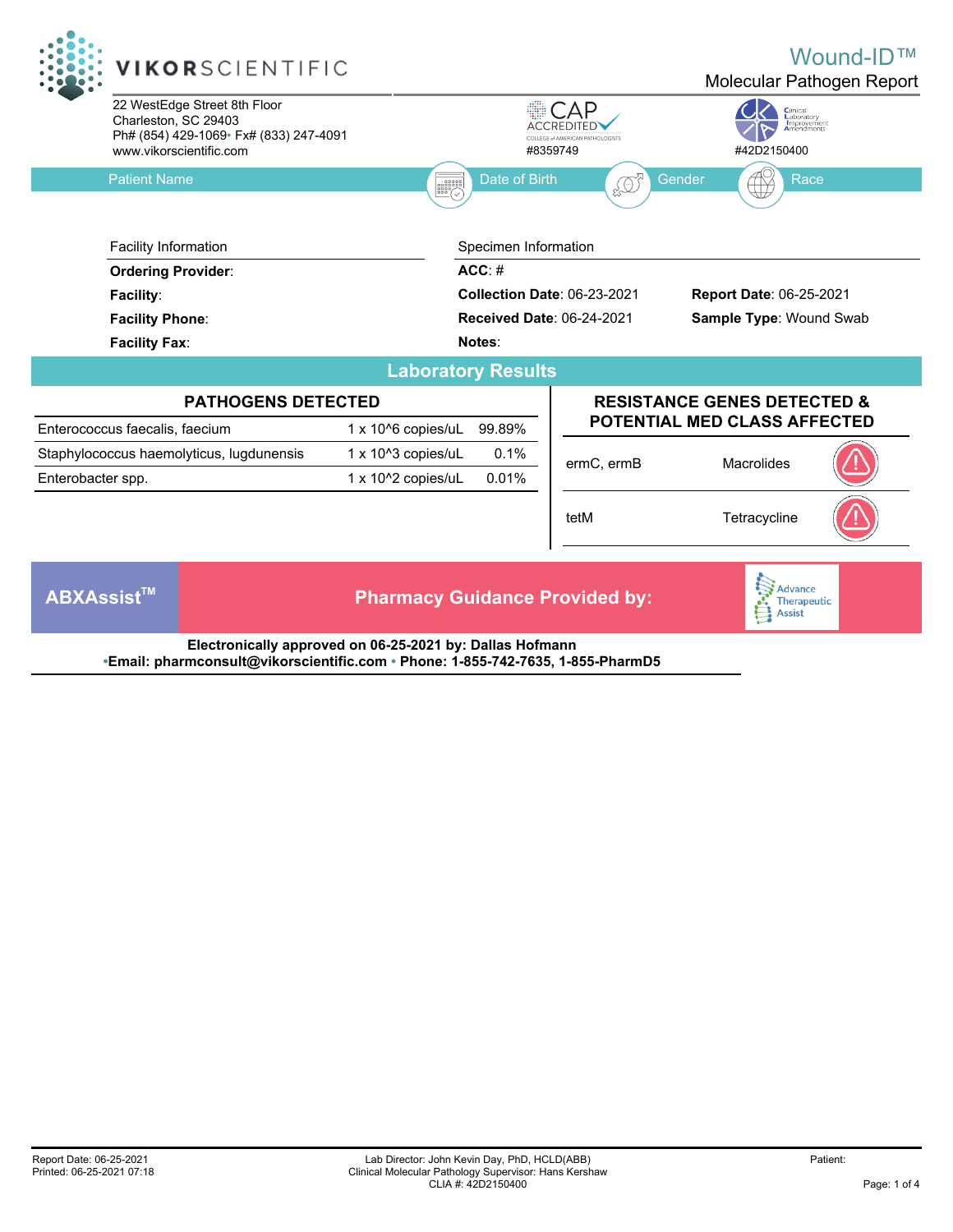**VIKORSCIENTIFIC**

# Wound-ID™

## Molecular Pathogen Report

22 WestEdge Street 8th Floor
Charleston, SC 29403
Ph# (854) 429-1069• Fx# (833) 247-4091
www.vikorscientific.com

CAP ACCREDITED — COLLEGE of AMERICAN PATHOLOGISTS #8359749

CLIA — Clinical Laboratory Improvement Amendments #42D2150400

| Patient Name | Date of Birth | Gender | Race |
| --- | --- | --- | --- |
| | | | |

| Facility Information | Specimen Information | |
| --- | --- | --- |
| **Ordering Provider**: | **ACC**: # | |
| **Facility**: | **Collection Date**: 06-23-2021 | **Report Date**: 06-25-2021 |
| **Facility Phone**: | **Received Date**: 06-24-2021 | **Sample Type**: Wound Swab |
| **Facility Fax**: | **Notes**: | |

## Laboratory Results

### PATHOGENS DETECTED

| Pathogen | Quantity | Percentage |
| --- | --- | --- |
| Enterococcus faecalis, faecium | 1 x 10^6 copies/uL | 99.89% |
| Staphylococcus haemolyticus, lugdunensis | 1 x 10^3 copies/uL | 0.1% |
| Enterobacter spp. | 1 x 10^2 copies/uL | 0.01% |

### RESISTANCE GENES DETECTED & POTENTIAL MED CLASS AFFECTED

| Gene | Med Class |
| --- | --- |
| ermC, ermB | Macrolides |
| tetM | Tetracycline |

**ABXAssist™** — **Pharmacy Guidance Provided by:** Advance Therapeutic Assist

**Electronically approved on 06-25-2021 by: Dallas Hofmann**
**•Email: pharmconsult@vikorscientific.com • Phone: 1-855-742-7635, 1-855-PharmD5**

Report Date: 06-25-2021
Printed: 06-25-2021 07:18

Lab Director: John Kevin Day, PhD, HCLD(ABB)
Clinical Molecular Pathology Supervisor: Hans Kershaw
CLIA #: 42D2150400

Patient: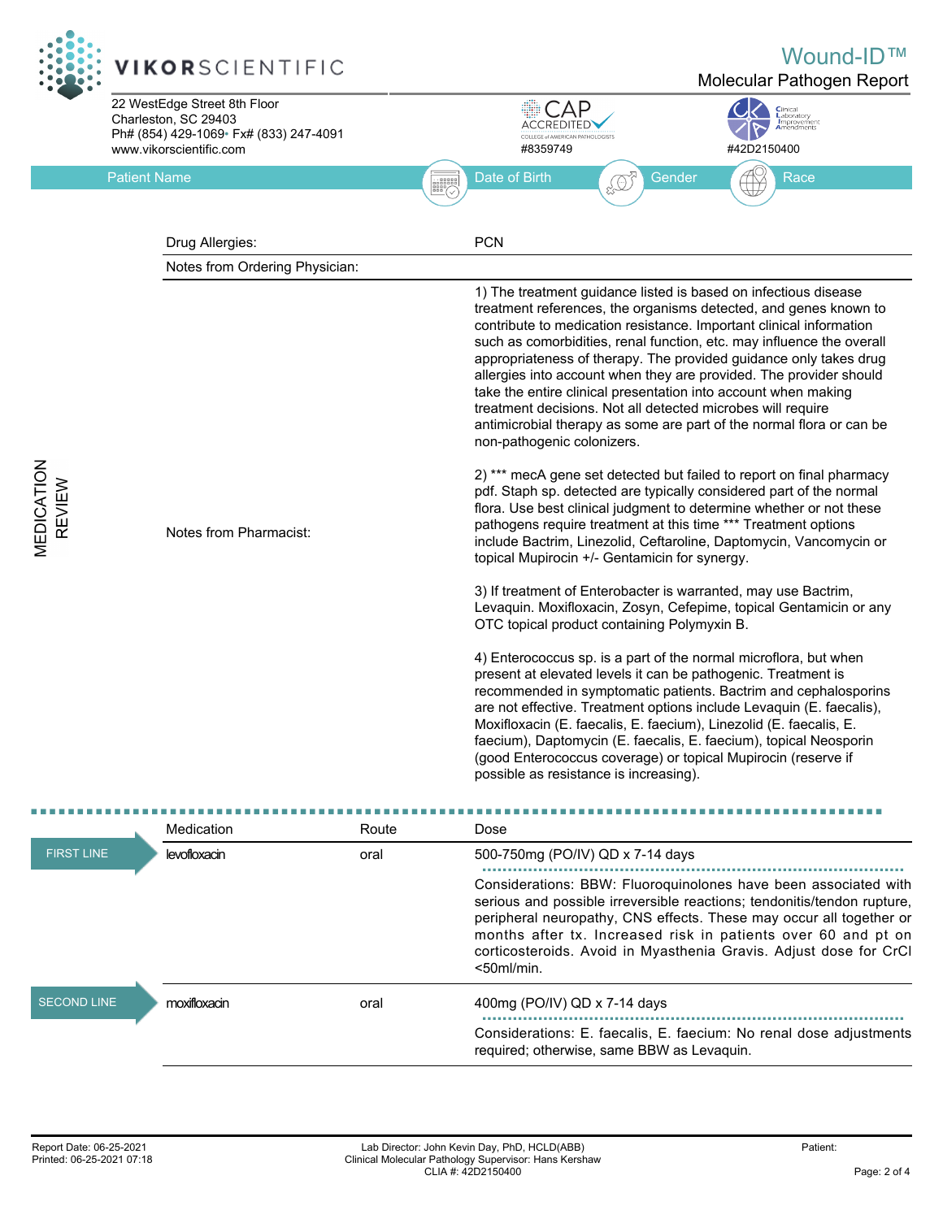# Wound-ID™

## Molecular Pathogen Report

**VIKORSCIENTIFIC**

22 WestEdge Street 8th Floor
Charleston, SC 29403
Ph# (854) 429-1069 • Fx# (833) 247-4091
www.vikorscientific.com

CAP ACCREDITED — COLLEGE of AMERICAN PATHOLOGISTS #8359749

Clinical Laboratory Improvement Amendments #42D2150400

| Patient Name | Date of Birth | Gender | Race |
|---|---|---|---|
| | | | |

## MEDICATION REVIEW

| | |
|---|---|
| Drug Allergies: | PCN |
| Notes from Ordering Physician: | |
| Notes from Pharmacist: | 1) The treatment guidance listed is based on infectious disease treatment references, the organisms detected, and genes known to contribute to medication resistance. Important clinical information such as comorbidities, renal function, etc. may influence the overall appropriateness of therapy. The provided guidance only takes drug allergies into account when they are provided. The provider should take the entire clinical presentation into account when making treatment decisions. Not all detected microbes will require antimicrobial therapy as some are part of the normal flora or can be non-pathogenic colonizers.<br><br>2) *** mecA gene set detected but failed to report on final pharmacy pdf. Staph sp. detected are typically considered part of the normal flora. Use best clinical judgment to determine whether or not these pathogens require treatment at this time *** Treatment options include Bactrim, Linezolid, Ceftaroline, Daptomycin, Vancomycin or topical Mupirocin +/- Gentamicin for synergy.<br><br>3) If treatment of Enterobacter is warranted, may use Bactrim, Levaquin. Moxifloxacin, Zosyn, Cefepime, topical Gentamicin or any OTC topical product containing Polymyxin B.<br><br>4) Enterococcus sp. is a part of the normal microflora, but when present at elevated levels it can be pathogenic. Treatment is recommended in symptomatic patients. Bactrim and cephalosporins are not effective. Treatment options include Levaquin (E. faecalis), Moxifloxacin (E. faecalis, E. faecium), Linezolid (E. faecalis, E. faecium), Daptomycin (E. faecalis, E. faecium), topical Neosporin (good Enterococcus coverage) or topical Mupirocin (reserve if possible as resistance is increasing). |

| | Medication | Route | Dose |
|---|---|---|---|
| FIRST LINE | levofloxacin | oral | 500-750mg (PO/IV) QD x 7-14 days<br><br>Considerations: BBW: Fluoroquinolones have been associated with serious and possible irreversible reactions; tendonitis/tendon rupture, peripheral neuropathy, CNS effects. These may occur all together or months after tx. Increased risk in patients over 60 and pt on corticosteroids. Avoid in Myasthenia Gravis. Adjust dose for CrCl <50ml/min. |
| SECOND LINE | moxifloxacin | oral | 400mg (PO/IV) QD x 7-14 days<br><br>Considerations: E. faecalis, E. faecium: No renal dose adjustments required; otherwise, same BBW as Levaquin. |

Report Date: 06-25-2021
Printed: 06-25-2021 07:18

Lab Director: John Kevin Day, PhD, HCLD(ABB)
Clinical Molecular Pathology Supervisor: Hans Kershaw
CLIA #: 42D2150400

Patient: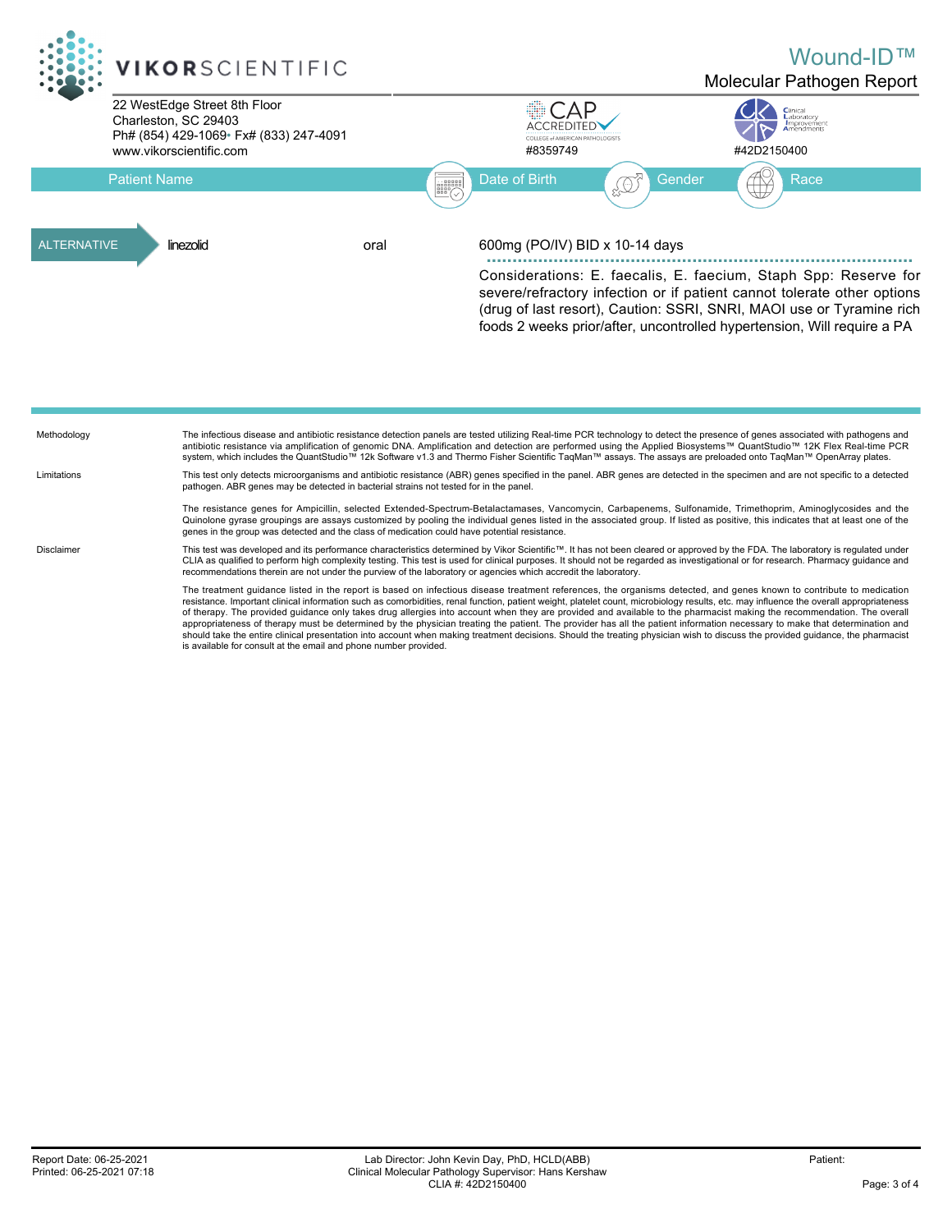VIKORSCIENTIFIC

22 WestEdge Street 8th Floor
Charleston, SC 29403
Ph# (854) 429-1069• Fx# (833) 247-4091
www.vikorscientific.com

# Wound-ID™

## Molecular Pathogen Report

CAP ACCREDITED — COLLEGE of AMERICAN PATHOLOGISTS #8359749

Clinical Laboratory Improvement Amendments #42D2150400

| Patient Name | Date of Birth | Gender | Race |
|---|---|---|---|
| | | | |

| | | | |
|---|---|---|---|
| ALTERNATIVE | linezolid | oral | 600mg (PO/IV) BID x 10-14 days |
| | | | Considerations: E. faecalis, E. faecium, Staph Spp: Reserve for severe/refractory infection or if patient cannot tolerate other options (drug of last resort), Caution: SSRI, SNRI, MAOI use or Tyramine rich foods 2 weeks prior/after, uncontrolled hypertension, Will require a PA |

**Methodology**

The infectious disease and antibiotic resistance detection panels are tested utilizing Real-time PCR technology to detect the presence of genes associated with pathogens and antibiotic resistance via amplification of genomic DNA. Amplification and detection are performed using the Applied Biosystems™ QuantStudio™ 12K Flex Real-time PCR system, which includes the QuantStudio™ 12k Software v1.3 and Thermo Fisher Scientific TaqMan™ assays. The assays are preloaded onto TaqMan™ OpenArray plates.

**Limitations**

This test only detects microorganisms and antibiotic resistance (ABR) genes specified in the panel. ABR genes are detected in the specimen and are not specific to a detected pathogen. ABR genes may be detected in bacterial strains not tested for in the panel.

The resistance genes for Ampicillin, selected Extended-Spectrum-Betalactamases, Vancomycin, Carbapenems, Sulfonamide, Trimethoprim, Aminoglycosides and the Quinolone gyrase groupings are assays customized by pooling the individual genes listed in the associated group. If listed as positive, this indicates that at least one of the genes in the group was detected and the class of medication could have potential resistance.

**Disclaimer**

This test was developed and its performance characteristics determined by Vikor Scientific™. It has not been cleared or approved by the FDA. The laboratory is regulated under CLIA as qualified to perform high complexity testing. This test is used for clinical purposes. It should not be regarded as investigational or for research. Pharmacy guidance and recommendations therein are not under the purview of the laboratory or agencies which accredit the laboratory.

The treatment guidance listed in the report is based on infectious disease treatment references, the organisms detected, and genes known to contribute to medication resistance. Important clinical information such as comorbidities, renal function, patient weight, platelet count, microbiology results, etc. may influence the overall appropriateness of therapy. The provided guidance only takes drug allergies into account when they are provided and available to the pharmacist making the recommendation. The overall appropriateness of therapy must be determined by the physician treating the patient. The provider has all the patient information necessary to make that determination and should take the entire clinical presentation into account when making treatment decisions. Should the treating physician wish to discuss the provided guidance, the pharmacist is available for consult at the email and phone number provided.

Report Date: 06-25-2021
Printed: 06-25-2021 07:18

Lab Director: John Kevin Day, PhD, HCLD(ABB)
Clinical Molecular Pathology Supervisor: Hans Kershaw
CLIA #: 42D2150400

Patient: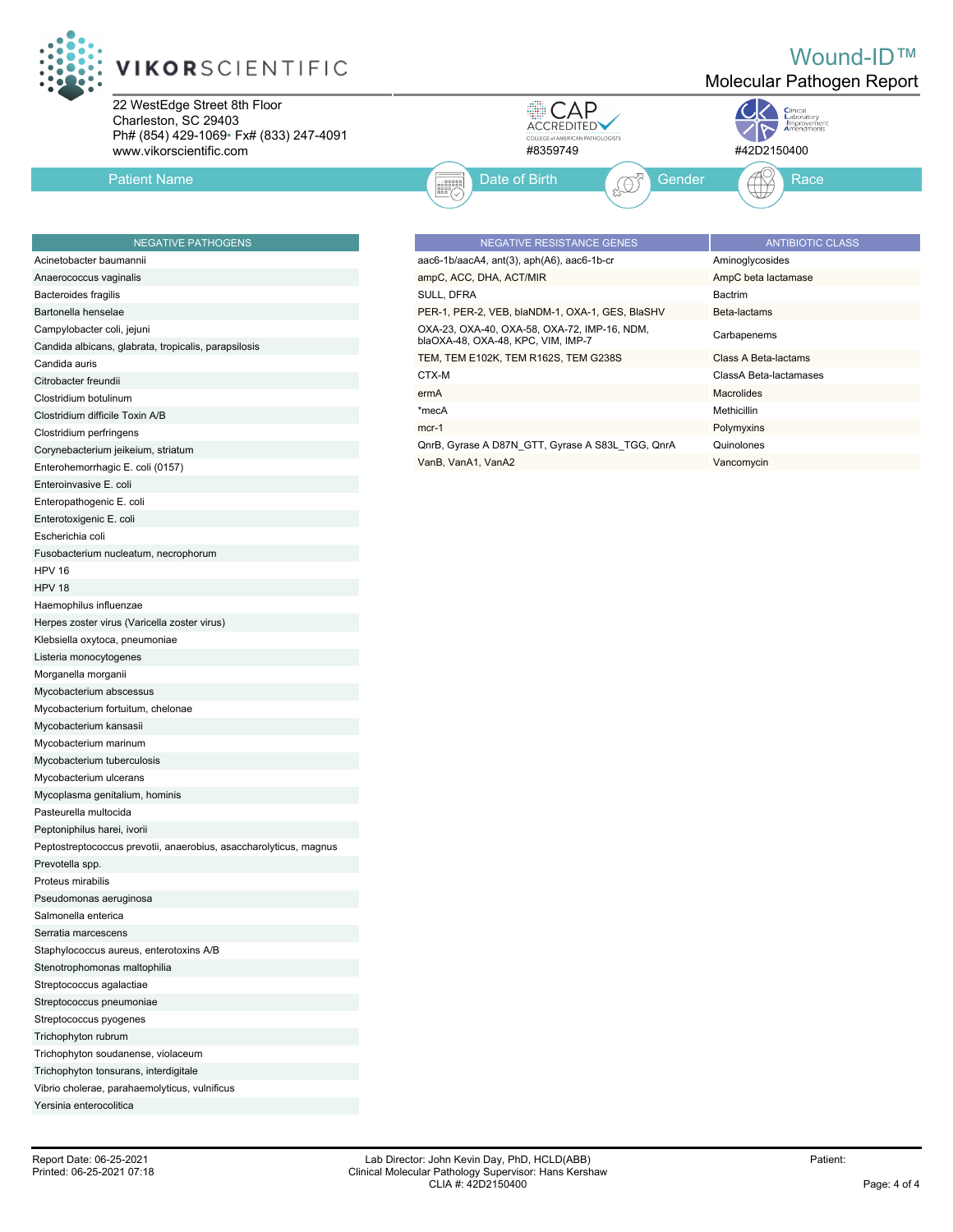# Wound-ID™

## Molecular Pathogen Report

**VIKORSCIENTIFIC**

22 WestEdge Street 8th Floor
Charleston, SC 29403
Ph# (854) 429-1069 • Fx# (833) 247-4091
www.vikorscientific.com

CAP ACCREDITED — COLLEGE of AMERICAN PATHOLOGISTS
#8359749

Clinical Laboratory Improvement Amendments
#42D2150400

| Patient Name | Date of Birth | Gender | Race |
|---|---|---|---|
| | | | |

| NEGATIVE PATHOGENS |
|---|
| Acinetobacter baumannii |
| Anaerococcus vaginalis |
| Bacteroides fragilis |
| Bartonella henselae |
| Campylobacter coli, jejuni |
| Candida albicans, glabrata, tropicalis, parapsilosis |
| Candida auris |
| Citrobacter freundii |
| Clostridium botulinum |
| Clostridium difficile Toxin A/B |
| Clostridium perfringens |
| Corynebacterium jeikeium, striatum |
| Enterohemorrhagic E. coli (0157) |
| Enteroinvasive E. coli |
| Enteropathogenic E. coli |
| Enterotoxigenic E. coli |
| Escherichia coli |
| Fusobacterium nucleatum, necrophorum |
| HPV 16 |
| HPV 18 |
| Haemophilus influenzae |
| Herpes zoster virus (Varicella zoster virus) |
| Klebsiella oxytoca, pneumoniae |
| Listeria monocytogenes |
| Morganella morganii |
| Mycobacterium abscessus |
| Mycobacterium fortuitum, chelonae |
| Mycobacterium kansasii |
| Mycobacterium marinum |
| Mycobacterium tuberculosis |
| Mycobacterium ulcerans |
| Mycoplasma genitalium, hominis |
| Pasteurella multocida |
| Peptoniphilus harei, ivorii |
| Peptostreptococcus prevotii, anaerobius, asaccharolyticus, magnus |
| Prevotella spp. |
| Proteus mirabilis |
| Pseudomonas aeruginosa |
| Salmonella enterica |
| Serratia marcescens |
| Staphylococcus aureus, enterotoxins A/B |
| Stenotrophomonas maltophilia |
| Streptococcus agalactiae |
| Streptococcus pneumoniae |
| Streptococcus pyogenes |
| Trichophyton rubrum |
| Trichophyton soudanense, violaceum |
| Trichophyton tonsurans, interdigitale |
| Vibrio cholerae, parahaemolyticus, vulnificus |
| Yersinia enterocolitica |

| NEGATIVE RESISTANCE GENES | ANTIBIOTIC CLASS |
|---|---|
| aac6-1b/aacA4, ant(3), aph(A6), aac6-1b-cr | Aminoglycosides |
| ampC, ACC, DHA, ACT/MIR | AmpC beta lactamase |
| SULL, DFRA | Bactrim |
| PER-1, PER-2, VEB, blaNDM-1, OXA-1, GES, BlaSHV | Beta-lactams |
| OXA-23, OXA-40, OXA-58, OXA-72, IMP-16, NDM, blaOXA-48, OXA-48, KPC, VIM, IMP-7 | Carbapenems |
| TEM, TEM E102K, TEM R162S, TEM G238S | Class A Beta-lactams |
| CTX-M | ClassA Beta-lactamases |
| ermA | Macrolides |
| *mecA | Methicillin |
| mcr-1 | Polymyxins |
| QnrB, Gyrase A D87N_GTT, Gyrase A S83L_TGG, QnrA | Quinolones |
| VanB, VanA1, VanA2 | Vancomycin |

Report Date: 06-25-2021
Printed: 06-25-2021 07:18

Lab Director: John Kevin Day, PhD, HCLD(ABB)
Clinical Molecular Pathology Supervisor: Hans Kershaw
CLIA #: 42D2150400

Patient: